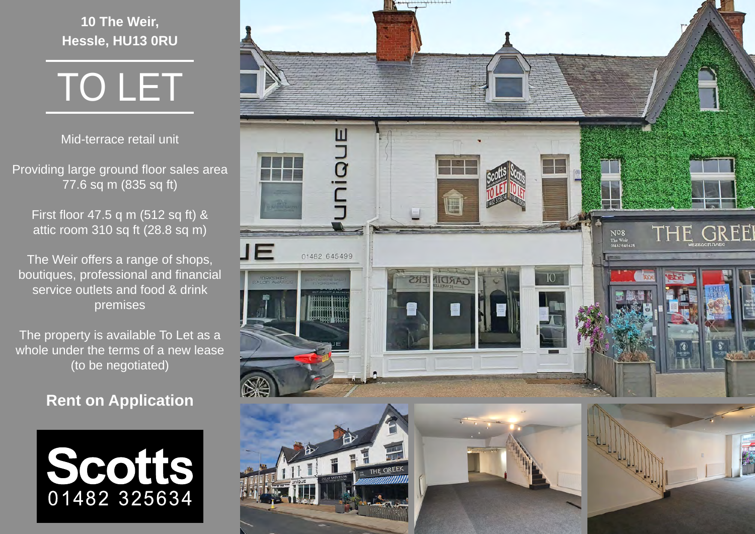**10 The Weir,**
**Hessle, HU13 0RU**

# TO LET

Mid-terrace retail unit

Providing large ground floor sales area 77.6 sq m (835 sq ft)

First floor 47.5 q m (512 sq ft) & attic room 310 sq ft (28.8 sq m)

The Weir offers a range of shops, boutiques, professional and financial service outlets and food & drink premises

The property is available To Let as a whole under the terms of a new lease (to be negotiated)

**Rent on Application**

**Scotts**
01482 325634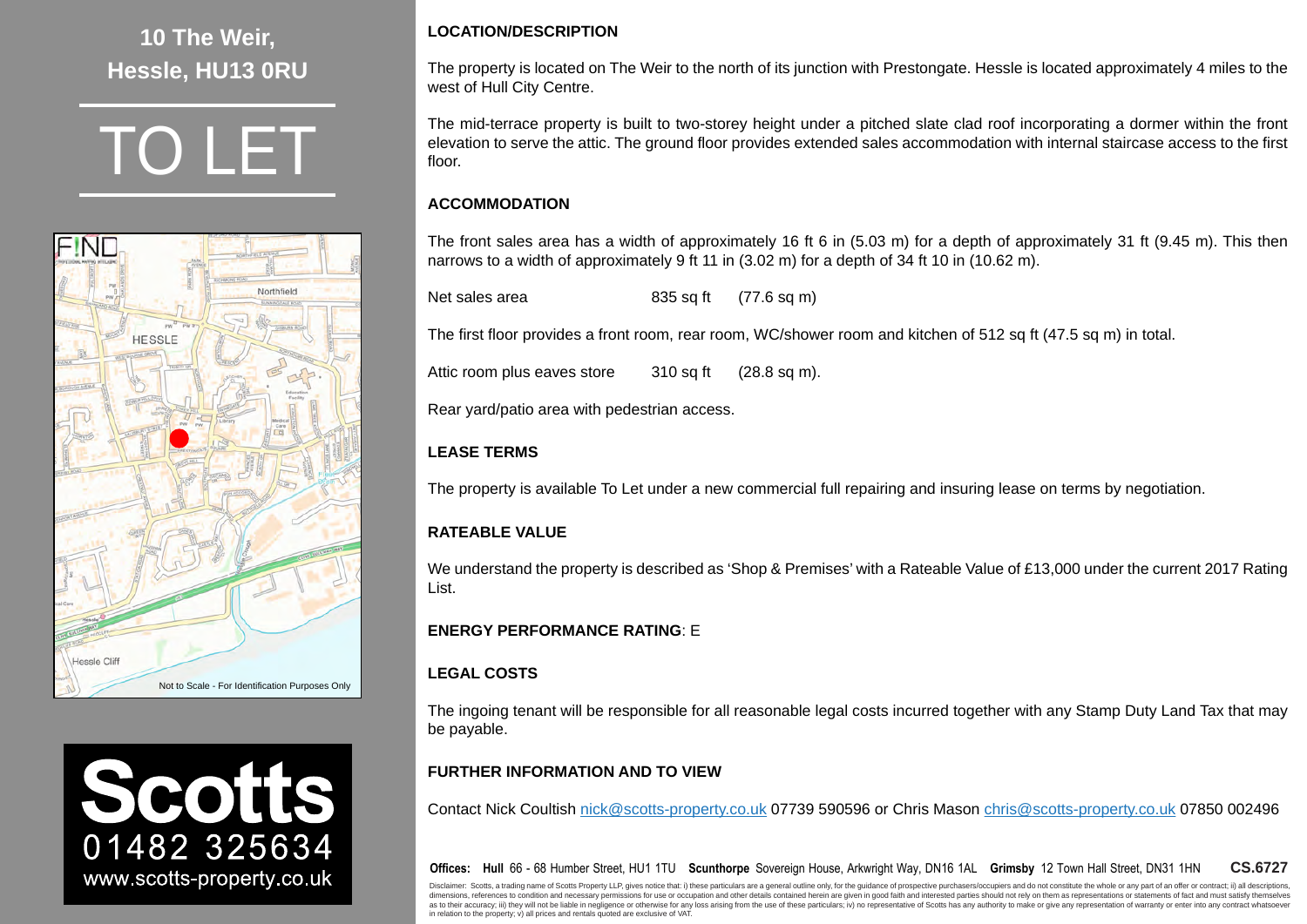# 10 The Weir, Hessle, HU13 0RU

# TO LET

Not to Scale - For Identification Purposes Only

**Scotts**
01482 325634
www.scotts-property.co.uk

## LOCATION/DESCRIPTION

The property is located on The Weir to the north of its junction with Prestongate. Hessle is located approximately 4 miles to the west of Hull City Centre.

The mid-terrace property is built to two-storey height under a pitched slate clad roof incorporating a dormer within the front elevation to serve the attic. The ground floor provides extended sales accommodation with internal staircase access to the first floor.

## ACCOMMODATION

The front sales area has a width of approximately 16 ft 6 in (5.03 m) for a depth of approximately 31 ft (9.45 m). This then narrows to a width of approximately 9 ft 11 in (3.02 m) for a depth of 34 ft 10 in (10.62 m).

Net sales area 835 sq ft (77.6 sq m)

The first floor provides a front room, rear room, WC/shower room and kitchen of 512 sq ft (47.5 sq m) in total.

Attic room plus eaves store 310 sq ft (28.8 sq m).

Rear yard/patio area with pedestrian access.

## LEASE TERMS

The property is available To Let under a new commercial full repairing and insuring lease on terms by negotiation.

## RATEABLE VALUE

We understand the property is described as 'Shop & Premises' with a Rateable Value of £13,000 under the current 2017 Rating List.

**ENERGY PERFORMANCE RATING**: E

## LEGAL COSTS

The ingoing tenant will be responsible for all reasonable legal costs incurred together with any Stamp Duty Land Tax that may be payable.

## FURTHER INFORMATION AND TO VIEW

Contact Nick Coultish nick@scotts-property.co.uk 07739 590596 or Chris Mason chris@scotts-property.co.uk 07850 002496

**Offices:** **Hull** 66 - 68 Humber Street, HU1 1TU **Scunthorpe** Sovereign House, Arkwright Way, DN16 1AL **Grimsby** 12 Town Hall Street, DN31 1HN **CS.6727**

Disclaimer: Scotts, a trading name of Scotts Property LLP, gives notice that: i) these particulars are a general outline only, for the guidance of prospective purchasers/occupiers and do not constitute the whole or any part of an offer or contract; ii) all descriptions, dimensions, references to condition and necessary permissions for use or occupation and other details contained herein are given in good faith and interested parties should not rely on them as representations or statements of fact and must satisfy themselves as to their accuracy; iii) they will not be liable in negligence or otherwise for any loss arising from the use of these particulars; iv) no representative of Scotts has any authority to make or give any representation of warranty or enter into any contract whatsoever in relation to the property; v) all prices and rentals quoted are exclusive of VAT.